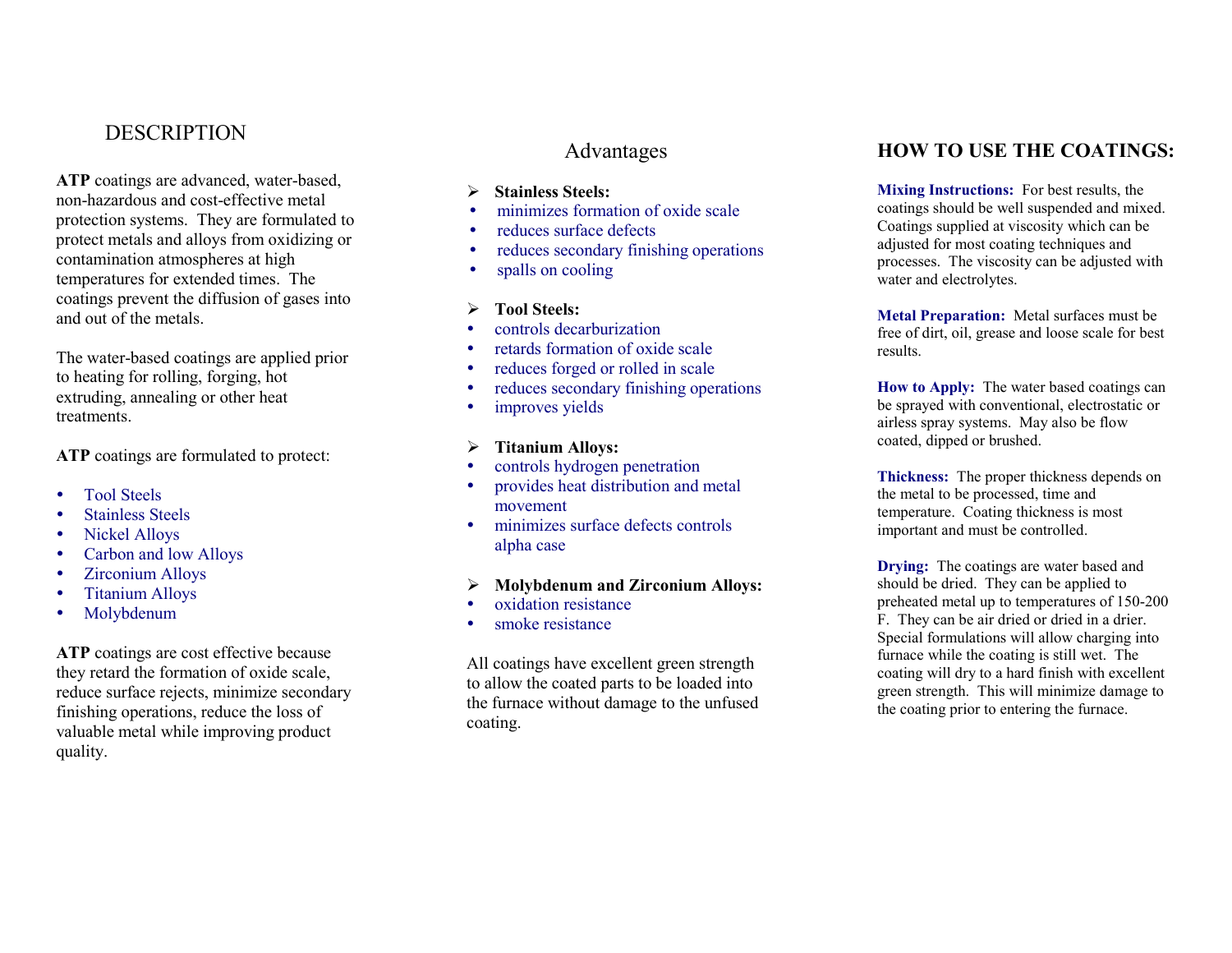# DESCRIPTION

**ATP** coatings are advanced, water-based, non-hazardous and cost-effective metal protection systems. They are formulated to protect metals and alloys from oxidizing or contamination atmospheres at high temperatures for extended times. The coatings prevent the diffusion of gases into and out of the metals.

The water-based coatings are applied prior to heating for rolling, forging, hot extruding, annealing or other heat treatments.

**ATP** coatings are formulated to protect:

- Tool Steels
- Stainless Steels
- Nickel Alloys
- Carbon and low Alloys
- Zirconium Alloys
- Titanium Alloys
- Molybdenum

**ATP** coatings are cost effective because they retard the formation of oxide scale, reduce surface rejects, minimize secondary finishing operations, reduce the loss of valuable metal while improving product quality.

# Advantages

**Stainless Steels:**

- minimizes formation of oxide scale
- reduces surface defects
- reduces secondary finishing operations
- spalls on cooling

**Tool Steels:**

- controls decarburization
- retards formation of oxide scale
- reduces forged or rolled in scale
- reduces secondary finishing operations
- improves yields

**Titanium Alloys:**

- controls hydrogen penetration
- provides heat distribution and metal movement
- minimizes surface defects controls alpha case

**Molybdenum and Zirconium Alloys:**

- oxidation resistance
- smoke resistance

All coatings have excellent green strength to allow the coated parts to be loaded into the furnace without damage to the unfused coating.

# HOW TO USE THE COATINGS:

**Mixing Instructions:** For best results, the coatings should be well suspended and mixed. Coatings supplied at viscosity which can be adjusted for most coating techniques and processes. The viscosity can be adjusted with water and electrolytes.

**Metal Preparation:** Metal surfaces must be free of dirt, oil, grease and loose scale for best results.

**How to Apply:** The water based coatings can be sprayed with conventional, electrostatic or airless spray systems. May also be flow coated, dipped or brushed.

**Thickness:** The proper thickness depends on the metal to be processed, time and temperature. Coating thickness is most important and must be controlled.

**Drying:** The coatings are water based and should be dried. They can be applied to preheated metal up to temperatures of 150-200 F. They can be air dried or dried in a drier. Special formulations will allow charging into furnace while the coating is still wet. The coating will dry to a hard finish with excellent green strength. This will minimize damage to the coating prior to entering the furnace.